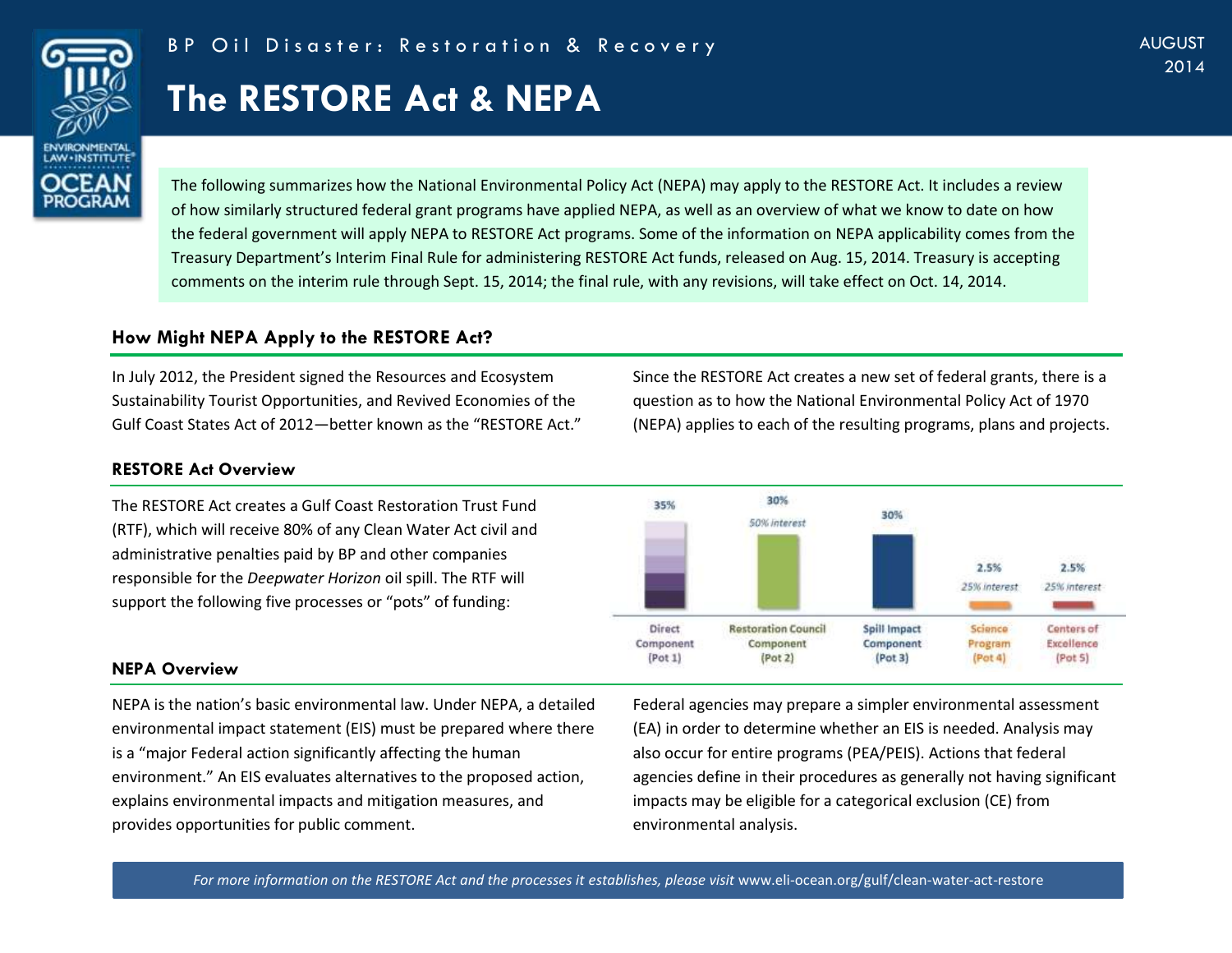BP Oil Disaster: Restoration & Recovery

# The RESTORE Act & NEPA

AUGUST 2014

The following summarizes how the National Environmental Policy Act (NEPA) may apply to the RESTORE Act. It includes a review of how similarly structured federal grant programs have applied NEPA, as well as an overview of what we know to date on how the federal government will apply NEPA to RESTORE Act programs. Some of the information on NEPA applicability comes from the Treasury Department's Interim Final Rule for administering RESTORE Act funds, released on Aug. 15, 2014. Treasury is accepting comments on the interim rule through Sept. 15, 2014; the final rule, with any revisions, will take effect on Oct. 14, 2014.

## How Might NEPA Apply to the RESTORE Act?

In July 2012, the President signed the Resources and Ecosystem Sustainability Tourist Opportunities, and Revived Economies of the Gulf Coast States Act of 2012—better known as the "RESTORE Act." Since the RESTORE Act creates a new set of federal grants, there is a question as to how the National Environmental Policy Act of 1970 (NEPA) applies to each of the resulting programs, plans and projects.

### RESTORE Act Overview

The RESTORE Act creates a Gulf Coast Restoration Trust Fund (RTF), which will receive 80% of any Clean Water Act civil and administrative penalties paid by BP and other companies responsible for the *Deepwater Horizon* oil spill. The RTF will support the following five processes or "pots" of funding:

| Direct Component (Pot 1) | Restoration Council Component (Pot 2) | Spill Impact Component (Pot 3) | Science Program (Pot 4) | Centers of Excellence (Pot 5) |
|---|---|---|---|---|
| 35% | 30% (50% interest) | 30% | 2.5% (25% interest) | 2.5% (25% interest) |

### NEPA Overview

NEPA is the nation's basic environmental law. Under NEPA, a detailed environmental impact statement (EIS) must be prepared where there is a "major Federal action significantly affecting the human environment." An EIS evaluates alternatives to the proposed action, explains environmental impacts and mitigation measures, and provides opportunities for public comment.

Federal agencies may prepare a simpler environmental assessment (EA) in order to determine whether an EIS is needed. Analysis may also occur for entire programs (PEA/PEIS). Actions that federal agencies define in their procedures as generally not having significant impacts may be eligible for a categorical exclusion (CE) from environmental analysis.

*For more information on the RESTORE Act and the processes it establishes, please visit* www.eli-ocean.org/gulf/clean-water-act-restore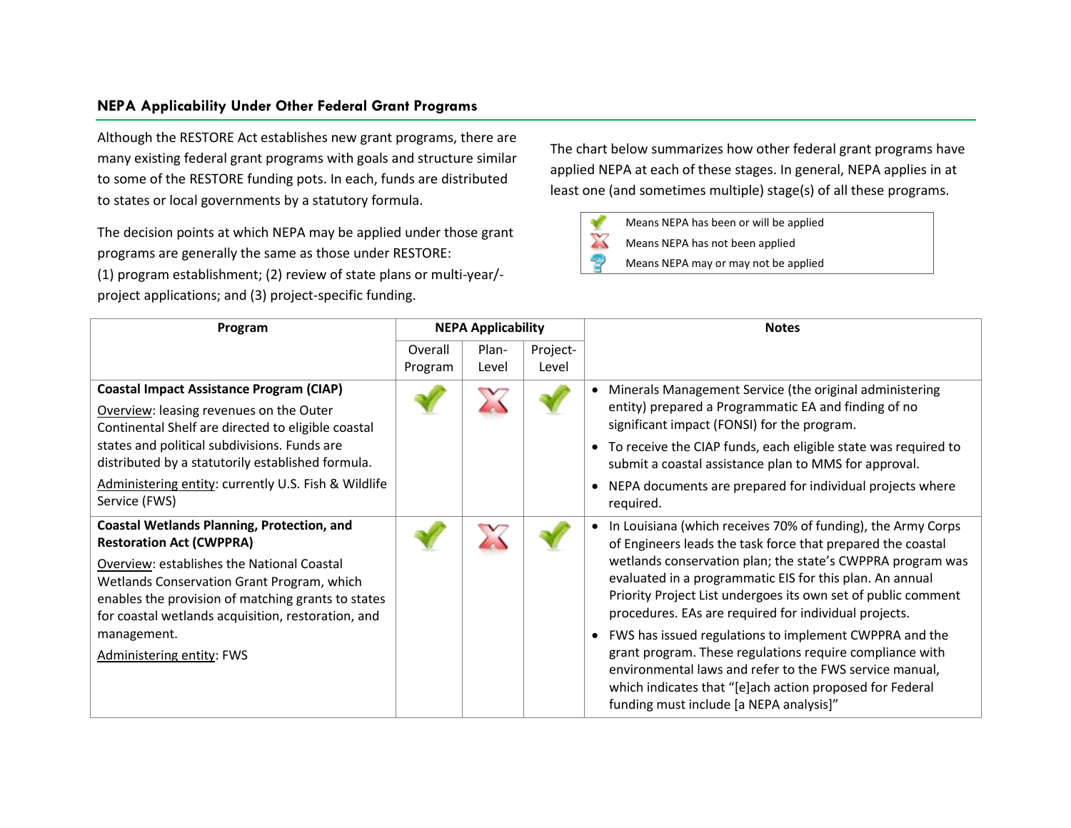## NEPA Applicability Under Other Federal Grant Programs

Although the RESTORE Act establishes new grant programs, there are many existing federal grant programs with goals and structure similar to some of the RESTORE funding pots. In each, funds are distributed to states or local governments by a statutory formula.

The decision points at which NEPA may be applied under those grant programs are generally the same as those under RESTORE: (1) program establishment; (2) review of state plans or multi-year/-project applications; and (3) project-specific funding.

The chart below summarizes how other federal grant programs have applied NEPA at each of these stages. In general, NEPA applies in at least one (and sometimes multiple) stage(s) of all these programs.

| Symbol | Meaning |
| --- | --- |
| ✔ | Means NEPA has been or will be applied |
| ✘ | Means NEPA has not been applied |
| ? | Means NEPA may or may not be applied |

| Program | NEPA Applicability | | | Notes |
| --- | --- | --- | --- | --- |
| | Overall Program | Plan-Level | Project-Level | |
| **Coastal Impact Assistance Program (CIAP)**<br>Overview: leasing revenues on the Outer Continental Shelf are directed to eligible coastal states and political subdivisions. Funds are distributed by a statutorily established formula.<br>Administering entity: currently U.S. Fish & Wildlife Service (FWS) | ✔ | ✘ | ✔ | • Minerals Management Service (the original administering entity) prepared a Programmatic EA and finding of no significant impact (FONSI) for the program.<br>• To receive the CIAP funds, each eligible state was required to submit a coastal assistance plan to MMS for approval.<br>• NEPA documents are prepared for individual projects where required. |
| **Coastal Wetlands Planning, Protection, and Restoration Act (CWPPRA)**<br>Overview: establishes the National Coastal Wetlands Conservation Grant Program, which enables the provision of matching grants to states for coastal wetlands acquisition, restoration, and management.<br>Administering entity: FWS | ✔ | ✘ | ✔ | • In Louisiana (which receives 70% of funding), the Army Corps of Engineers leads the task force that prepared the coastal wetlands conservation plan; the state's CWPPRA program was evaluated in a programmatic EIS for this plan. An annual Priority Project List undergoes its own set of public comment procedures. EAs are required for individual projects.<br>• FWS has issued regulations to implement CWPPRA and the grant program. These regulations require compliance with environmental laws and refer to the FWS service manual, which indicates that "[e]ach action proposed for Federal funding must include [a NEPA analysis]" |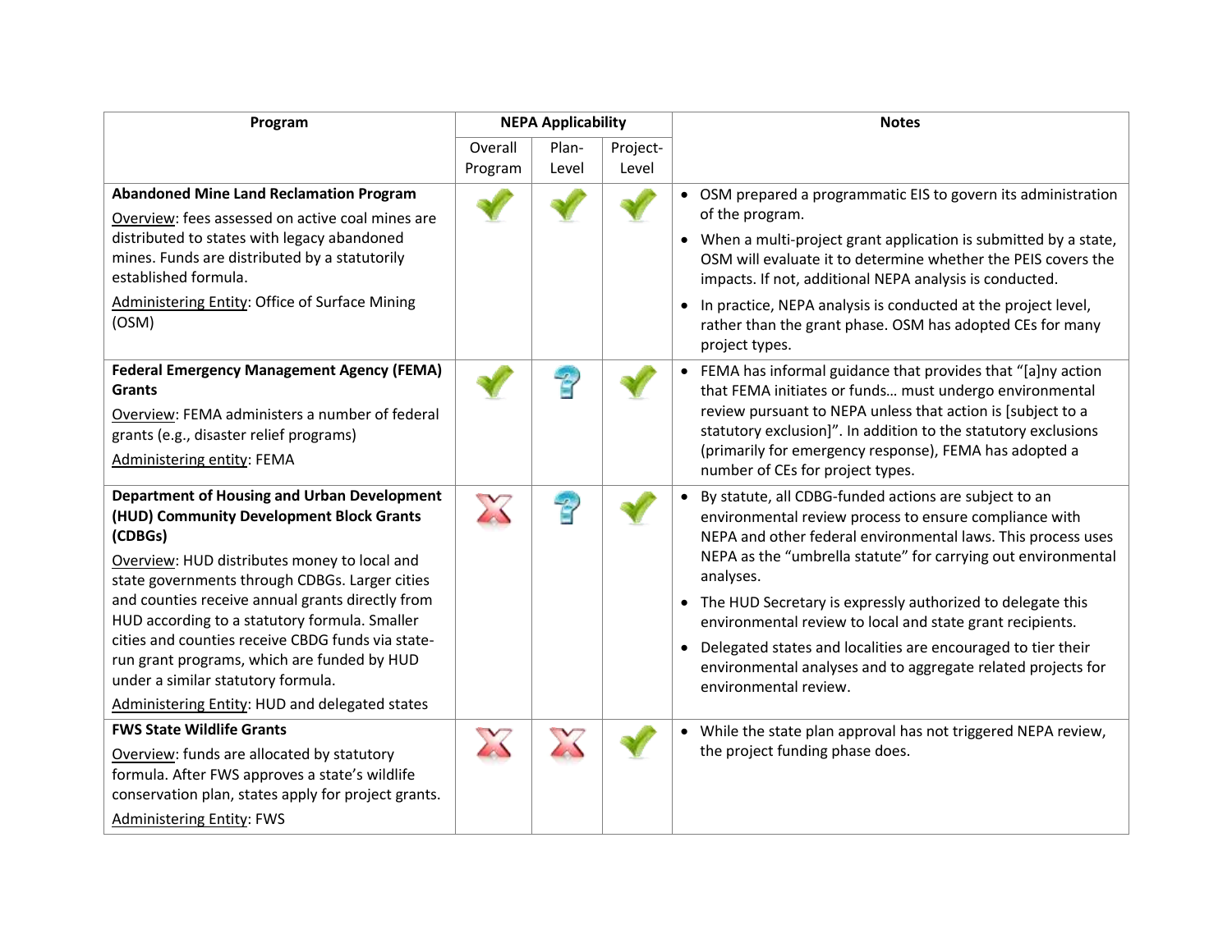| Program | NEPA Applicability | | | Notes |
|---|---|---|---|---|
| | Overall Program | Plan-Level | Project-Level | |
| **Abandoned Mine Land Reclamation Program**<br>Overview: fees assessed on active coal mines are distributed to states with legacy abandoned mines. Funds are distributed by a statutorily established formula.<br>Administering Entity: Office of Surface Mining (OSM) | ✓ | ✓ | ✓ | • OSM prepared a programmatic EIS to govern its administration of the program.<br>• When a multi-project grant application is submitted by a state, OSM will evaluate it to determine whether the PEIS covers the impacts. If not, additional NEPA analysis is conducted.<br>• In practice, NEPA analysis is conducted at the project level, rather than the grant phase. OSM has adopted CEs for many project types. |
| **Federal Emergency Management Agency (FEMA) Grants**<br>Overview: FEMA administers a number of federal grants (e.g., disaster relief programs)<br>Administering entity: FEMA | ✓ | ? | ✓ | • FEMA has informal guidance that provides that "[a]ny action that FEMA initiates or funds… must undergo environmental review pursuant to NEPA unless that action is [subject to a statutory exclusion]". In addition to the statutory exclusions (primarily for emergency response), FEMA has adopted a number of CEs for project types. |
| **Department of Housing and Urban Development (HUD) Community Development Block Grants (CDBGs)**<br>Overview: HUD distributes money to local and state governments through CDBGs. Larger cities and counties receive annual grants directly from HUD according to a statutory formula. Smaller cities and counties receive CBDG funds via state-run grant programs, which are funded by HUD under a similar statutory formula.<br>Administering Entity: HUD and delegated states | ✗ | ? | ✓ | • By statute, all CDBG-funded actions are subject to an environmental review process to ensure compliance with NEPA and other federal environmental laws. This process uses NEPA as the "umbrella statute" for carrying out environmental analyses.<br>• The HUD Secretary is expressly authorized to delegate this environmental review to local and state grant recipients.<br>• Delegated states and localities are encouraged to tier their environmental analyses and to aggregate related projects for environmental review. |
| **FWS State Wildlife Grants**<br>Overview: funds are allocated by statutory formula. After FWS approves a state's wildlife conservation plan, states apply for project grants.<br>Administering Entity: FWS | ✗ | ✗ | ✓ | • While the state plan approval has not triggered NEPA review, the project funding phase does. |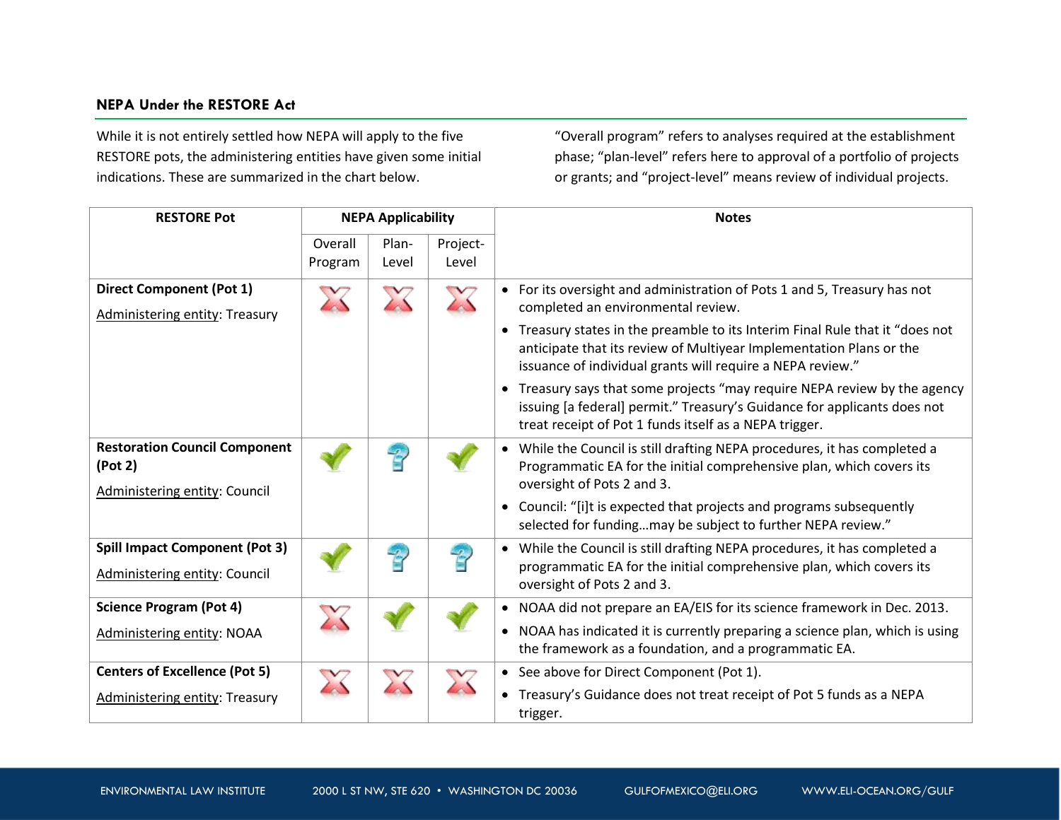### NEPA Under the RESTORE Act

While it is not entirely settled how NEPA will apply to the five RESTORE pots, the administering entities have given some initial indications. These are summarized in the chart below.

"Overall program" refers to analyses required at the establishment phase; "plan-level" refers here to approval of a portfolio of projects or grants; and "project-level" means review of individual projects.

| RESTORE Pot | NEPA Applicability | | | Notes |
|---|---|---|---|---|
| | Overall Program | Plan-Level | Project-Level | |
| **Direct Component (Pot 1)**<br>Administering entity: Treasury | ✗ | ✗ | ✗ | • For its oversight and administration of Pots 1 and 5, Treasury has not completed an environmental review.<br>• Treasury states in the preamble to its Interim Final Rule that it "does not anticipate that its review of Multiyear Implementation Plans or the issuance of individual grants will require a NEPA review."<br>• Treasury says that some projects "may require NEPA review by the agency issuing [a federal] permit." Treasury's Guidance for applicants does not treat receipt of Pot 1 funds itself as a NEPA trigger. |
| **Restoration Council Component (Pot 2)**<br>Administering entity: Council | ✓ | ? | ✓ | • While the Council is still drafting NEPA procedures, it has completed a Programmatic EA for the initial comprehensive plan, which covers its oversight of Pots 2 and 3.<br>• Council: "[i]t is expected that projects and programs subsequently selected for funding…may be subject to further NEPA review." |
| **Spill Impact Component (Pot 3)**<br>Administering entity: Council | ✓ | ? | ? | • While the Council is still drafting NEPA procedures, it has completed a programmatic EA for the initial comprehensive plan, which covers its oversight of Pots 2 and 3. |
| **Science Program (Pot 4)**<br>Administering entity: NOAA | ✗ | ✓ | ✓ | • NOAA did not prepare an EA/EIS for its science framework in Dec. 2013.<br>• NOAA has indicated it is currently preparing a science plan, which is using the framework as a foundation, and a programmatic EA. |
| **Centers of Excellence (Pot 5)**<br>Administering entity: Treasury | ✗ | ✗ | ✗ | • See above for Direct Component (Pot 1).<br>• Treasury's Guidance does not treat receipt of Pot 5 funds as a NEPA trigger. |